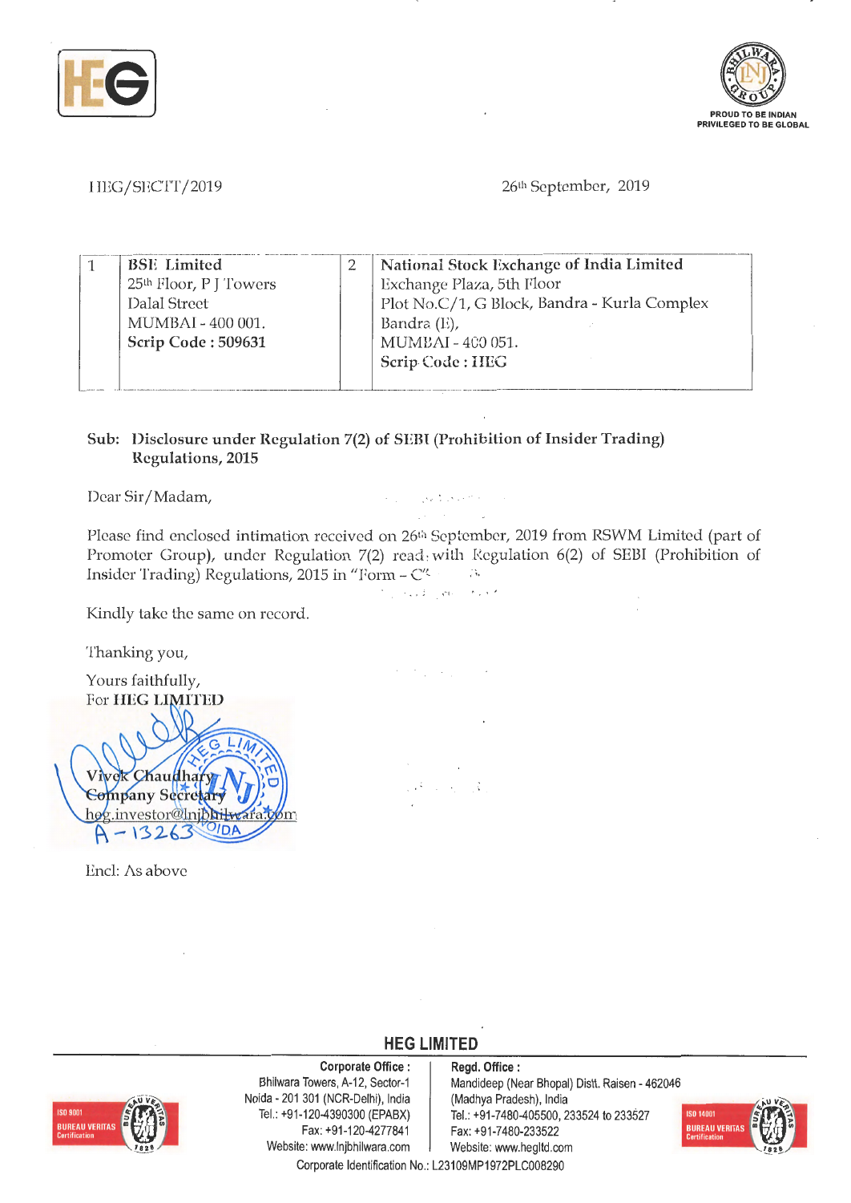HEG/SECTT/2019

26th September, 2019

| 1 | BSE Limited<br>25th Floor, P J Towers<br>Dalal Street<br>MUMBAI - 400 001.<br>**Scrip Code : 509631** | 2 | National Stock Exchange of India Limited<br>Exchange Plaza, 5th Floor<br>Plot No.C/1, G Block, Bandra - Kurla Complex<br>Bandra (E),<br>MUMBAI - 400 051.<br>**Scrip Code : HEG** |
|---|---|---|---|

**Sub: Disclosure under Regulation 7(2) of SEBI (Prohibition of Insider Trading) Regulations, 2015**

Dear Sir/Madam,

Please find enclosed intimation received on 26th September, 2019 from RSWM Limited (part of Promoter Group), under Regulation 7(2) read with Regulation 6(2) of SEBI (Prohibition of Insider Trading) Regulations, 2015 in "Form - C".

Kindly take the same on record.

Thanking you,

Yours faithfully,
For **HEG LIMITED**

Vivek Chaudhary
Company Secretary
heg.investor@lnjbhilwara.com
A - 13263

Encl: As above

**HEG LIMITED**

**Corporate Office :** Bhilwara Towers, A-12, Sector-1, Noida - 201 301 (NCR-Delhi), India
Tel.: +91-120-4390300 (EPABX)
Fax: +91-120-4277841
Website: www.lnjbhilwara.com

**Regd. Office :** Mandideep (Near Bhopal) Distt. Raisen - 462046 (Madhya Pradesh), India
Tel.: +91-7480-405500, 233524 to 233527
Fax: +91-7480-233522
Website: www.hegltd.com

Corporate Identification No.: L23109MP1972PLC008290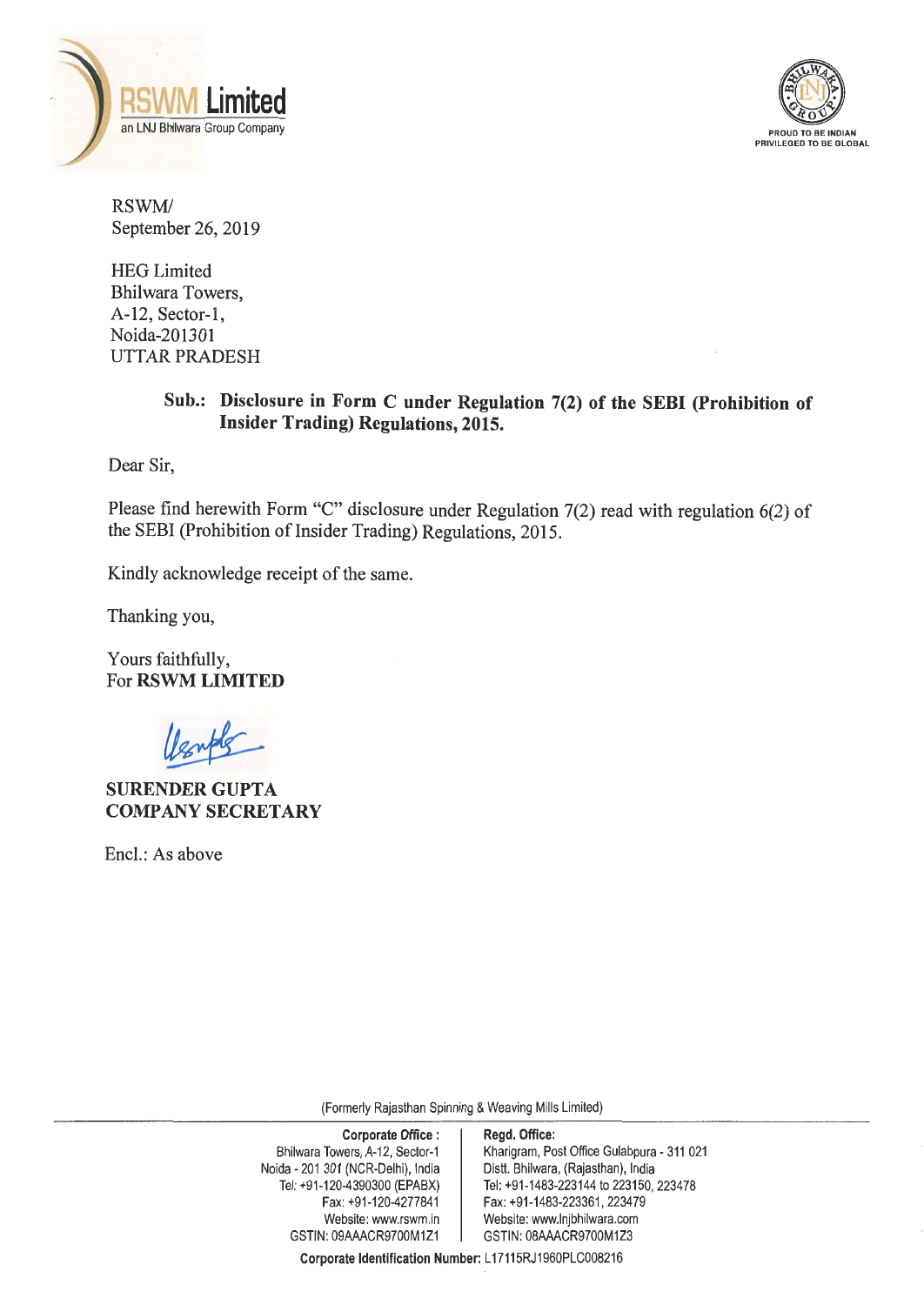RSWM Limited
an LNJ Bhilwara Group Company

PROUD TO BE INDIAN
PRIVILEGED TO BE GLOBAL

RSWM/
September 26, 2019

HEG Limited
Bhilwara Towers,
A-12, Sector-1,
Noida-201301
UTTAR PRADESH

**Sub.: Disclosure in Form C under Regulation 7(2) of the SEBI (Prohibition of Insider Trading) Regulations, 2015.**

Dear Sir,

Please find herewith Form "C" disclosure under Regulation 7(2) read with regulation 6(2) of the SEBI (Prohibition of Insider Trading) Regulations, 2015.

Kindly acknowledge receipt of the same.

Thanking you,

Yours faithfully,
For **RSWM LIMITED**

**SURENDER GUPTA**
**COMPANY SECRETARY**

Encl.: As above

(Formerly Rajasthan Spinning & Weaving Mills Limited)

**Corporate Office :**
Bhilwara Towers, A-12, Sector-1
Noida - 201 301 (NCR-Delhi), India
Tel: +91-120-4390300 (EPABX)
Fax: +91-120-4277841
Website: www.rswm.in
GSTIN: 09AAACR9700M1Z1

**Regd. Office:**
Kharigram, Post Office Gulabpura - 311 021
Distt. Bhilwara, (Rajasthan), India
Tel: +91-1483-223144 to 223150, 223478
Fax: +91-1483-223361, 223479
Website: www.lnjbhilwara.com
GSTIN: 08AAACR9700M1Z3

**Corporate Identification Number:** L17115RJ1960PLC008216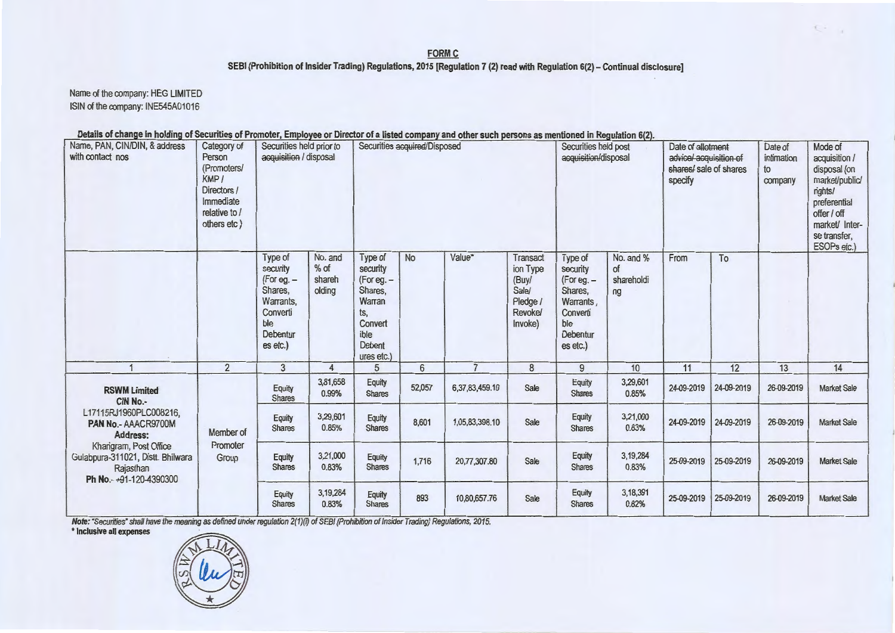**FORM C**

**SEBI (Prohibition of Insider Trading) Regulations, 2015 [Regulation 7 (2) read with Regulation 6(2) – Continual disclosure]**

Name of the company: HEG LIMITED
ISIN of the company: INE545A01016

**Details of change in holding of Securities of Promoter, Employee or Director of a listed company and other such persons as mentioned in Regulation 6(2).**

| Name, PAN, CIN/DIN, & address with contact nos | Category of Person (Promoters/ KMP / Directors / Immediate relative to / others etc ) | Securities held prior to ~~acquisition~~ / disposal | | Securities ~~acquired~~/Disposed | | | | Securities held post ~~acquisition~~/disposal | | Date of ~~allotment advice/ acquisition of shares/~~ sale of shares specify | | Date of intimation to company | Mode of acquisition / disposal (on market/public/ rights/ preferential offer / off market/ Inter-se transfer, ESOPs etc.) |
|---|---|---|---|---|---|---|---|---|---|---|---|---|---|
| | | Type of security (For eg. – Shares, Warrants, Convertible Debentures etc.) | No. and % of shareholding | Type of security (For eg. – Shares, Warrants, Convertible Debentures etc.) | No | Value* | Transaction Type (Buy/ Sale/ Pledge / Revoke/ Invoke) | Type of security (For eg. – Shares, Warrants, Convertible Debentures etc.) | No. and % of shareholding | From | To | | |
| 1 | 2 | 3 | 4 | 5 | 6 | 7 | 8 | 9 | 10 | 11 | 12 | 13 | 14 |
| **RSWM Limited** **CIN No.-** L17115RJ1960PLC008216, **PAN No.-** AACR9700M **Address:** Kharigram, Post Office Gulabpura-311021, Distt. Bhilwara Rajasthan **Ph No.-** +91-120-4390300 | Member of Promoter Group | Equity Shares | 3,81,658 0.99% | Equity Shares | 52,057 | 6,37,83,459.10 | Sale | Equity Shares | 3,29,601 0.85% | 24-09-2019 | 24-09-2019 | 26-09-2019 | Market Sale |
| | | Equity Shares | 3,29,601 0.85% | Equity Shares | 8,601 | 1,05,83,398.10 | Sale | Equity Shares | 3,21,000 0.83% | 24-09-2019 | 24-09-2019 | 26-09-2019 | Market Sale |
| | | Equity Shares | 3,21,000 0.83% | Equity Shares | 1,716 | 20,77,307.80 | Sale | Equity Shares | 3,19,284 0.83% | 25-09-2019 | 25-09-2019 | 26-09-2019 | Market Sale |
| | | Equity Shares | 3,19,284 0.83% | Equity Shares | 893 | 10,80,657.76 | Sale | Equity Shares | 3,18,391 0.82% | 25-09-2019 | 25-09-2019 | 26-09-2019 | Market Sale |

***Note:*** *"Securities" shall have the meaning as defined under regulation 2(1)(i) of SEBI (Prohibition of Insider Trading) Regulations, 2015.*

**\* Inclusive all expenses**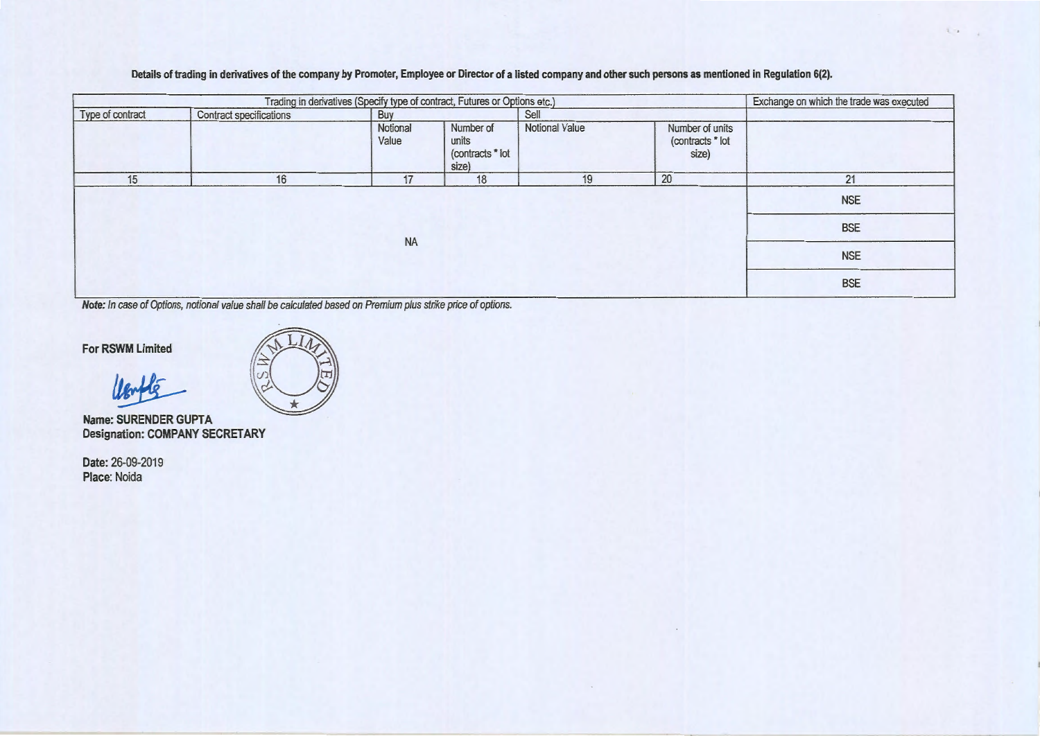**Details of trading in derivatives of the company by Promoter, Employee or Director of a listed company and other such persons as mentioned in Regulation 6(2).**

| Trading in derivatives (Specify type of contract, Futures or Options etc.) | | | | | | Exchange on which the trade was executed |
|---|---|---|---|---|---|---|
| Type of contract | Contract specifications | Buy | | Sell | | |
| | | Notional Value | Number of units (contracts * lot size) | Notional Value | Number of units (contracts * lot size) | |
| 15 | 16 | 17 | 18 | 19 | 20 | 21 |
| NA | | | | | | NSE |
| | | | | | | BSE |
| | | | | | | NSE |
| | | | | | | BSE |

***Note:** In case of Options, notional value shall be calculated based on Premium plus strike price of options.*

**For RSWM Limited**

**Name: SURENDER GUPTA**
**Designation: COMPANY SECRETARY**

Date: 26-09-2019
Place: Noida